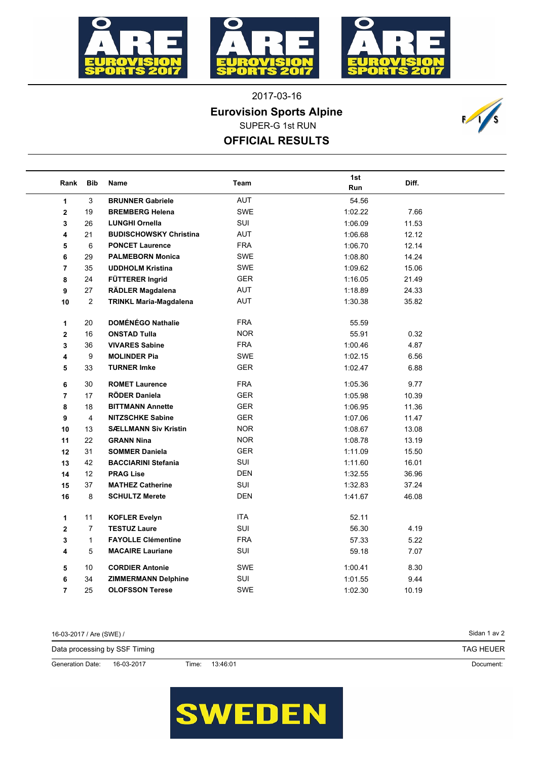2017-03-16

## Eurovision Sports Alpine

SUPER-G 1st RUN

## OFFICIAL RESULTS

| Rank | Bib | Name | Team | 1st Run | Diff. |
|---|---|---|---|---|---|
| 1 | 3 | **BRUNNER Gabriele** | AUT | 54.56 | |
| 2 | 19 | **BREMBERG Helena** | SWE | 1:02.22 | 7.66 |
| 3 | 26 | **LUNGHI Ornella** | SUI | 1:06.09 | 11.53 |
| 4 | 21 | **BUDISCHOWSKY Christina** | AUT | 1:06.68 | 12.12 |
| 5 | 6 | **PONCET Laurence** | FRA | 1:06.70 | 12.14 |
| 6 | 29 | **PALMEBORN Monica** | SWE | 1:08.80 | 14.24 |
| 7 | 35 | **UDDHOLM Kristina** | SWE | 1:09.62 | 15.06 |
| 8 | 24 | **FÜTTERER Ingrid** | GER | 1:16.05 | 21.49 |
| 9 | 27 | **RÄDLER Magdalena** | AUT | 1:18.89 | 24.33 |
| 10 | 2 | **TRINKL Maria-Magdalena** | AUT | 1:30.38 | 35.82 |
| | | | | | |
| 1 | 20 | **DOMÉNÉGO Nathalie** | FRA | 55.59 | |
| 2 | 16 | **ONSTAD Tulla** | NOR | 55.91 | 0.32 |
| 3 | 36 | **VIVARES Sabine** | FRA | 1:00.46 | 4.87 |
| 4 | 9 | **MOLINDER Pia** | SWE | 1:02.15 | 6.56 |
| 5 | 33 | **TURNER Imke** | GER | 1:02.47 | 6.88 |
| 6 | 30 | **ROMET Laurence** | FRA | 1:05.36 | 9.77 |
| 7 | 17 | **RÖDER Daniela** | GER | 1:05.98 | 10.39 |
| 8 | 18 | **BITTMANN Annette** | GER | 1:06.95 | 11.36 |
| 9 | 4 | **NITZSCHKE Sabine** | GER | 1:07.06 | 11.47 |
| 10 | 13 | **SÆLLMANN Siv Kristin** | NOR | 1:08.67 | 13.08 |
| 11 | 22 | **GRANN Nina** | NOR | 1:08.78 | 13.19 |
| 12 | 31 | **SOMMER Daniela** | GER | 1:11.09 | 15.50 |
| 13 | 42 | **BACCIARINI Stefania** | SUI | 1:11.60 | 16.01 |
| 14 | 12 | **PRAG Lise** | DEN | 1:32.55 | 36.96 |
| 15 | 37 | **MATHEZ Catherine** | SUI | 1:32.83 | 37.24 |
| 16 | 8 | **SCHULTZ Merete** | DEN | 1:41.67 | 46.08 |
| | | | | | |
| 1 | 11 | **KOFLER Evelyn** | ITA | 52.11 | |
| 2 | 7 | **TESTUZ Laure** | SUI | 56.30 | 4.19 |
| 3 | 1 | **FAYOLLE Clémentine** | FRA | 57.33 | 5.22 |
| 4 | 5 | **MACAIRE Lauriane** | SUI | 59.18 | 7.07 |
| 5 | 10 | **CORDIER Antonie** | SWE | 1:00.41 | 8.30 |
| 6 | 34 | **ZIMMERMANN Delphine** | SUI | 1:01.55 | 9.44 |
| 7 | 25 | **OLOFSSON Terese** | SWE | 1:02.30 | 10.19 |

16-03-2017 / Are (SWE) /

Data processing by SSF Timing — TAG HEUER

Generation Date: 16-03-2017 Time: 13:46:01 Document: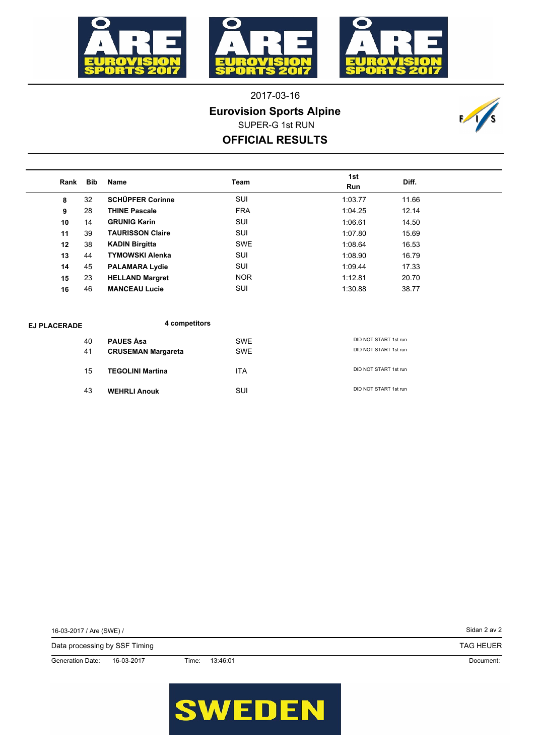2017-03-16

## Eurovision Sports Alpine

SUPER-G 1st RUN

## OFFICIAL RESULTS

| Rank | Bib | Name | Team | 1st Run | Diff. |
|---|---|---|---|---|---|
| 8 | 32 | **SCHÜPFER Corinne** | SUI | 1:03.77 | 11.66 |
| 9 | 28 | **THINE Pascale** | FRA | 1:04.25 | 12.14 |
| 10 | 14 | **GRUNIG Karin** | SUI | 1:06.61 | 14.50 |
| 11 | 39 | **TAURISSON Claire** | SUI | 1:07.80 | 15.69 |
| 12 | 38 | **KADIN Birgitta** | SWE | 1:08.64 | 16.53 |
| 13 | 44 | **TYMOWSKI Alenka** | SUI | 1:08.90 | 16.79 |
| 14 | 45 | **PALAMARA Lydie** | SUI | 1:09.44 | 17.33 |
| 15 | 23 | **HELLAND Margret** | NOR | 1:12.81 | 20.70 |
| 16 | 46 | **MANCEAU Lucie** | SUI | 1:30.88 | 38.77 |

**EJ PLACERADE** — **4 competitors**

| | Bib | Name | Team | |
|---|---|---|---|---|
| | 40 | **PAUES Åsa** | SWE | DID NOT START 1st run |
| | 41 | **CRUSEMAN Margareta** | SWE | DID NOT START 1st run |
| | 15 | **TEGOLINI Martina** | ITA | DID NOT START 1st run |
| | 43 | **WEHRLI Anouk** | SUI | DID NOT START 1st run |

16-03-2017 / Are (SWE) /

Data processing by SSF Timing — TAG HEUER

Generation Date: 16-03-2017 Time: 13:46:01 Document: